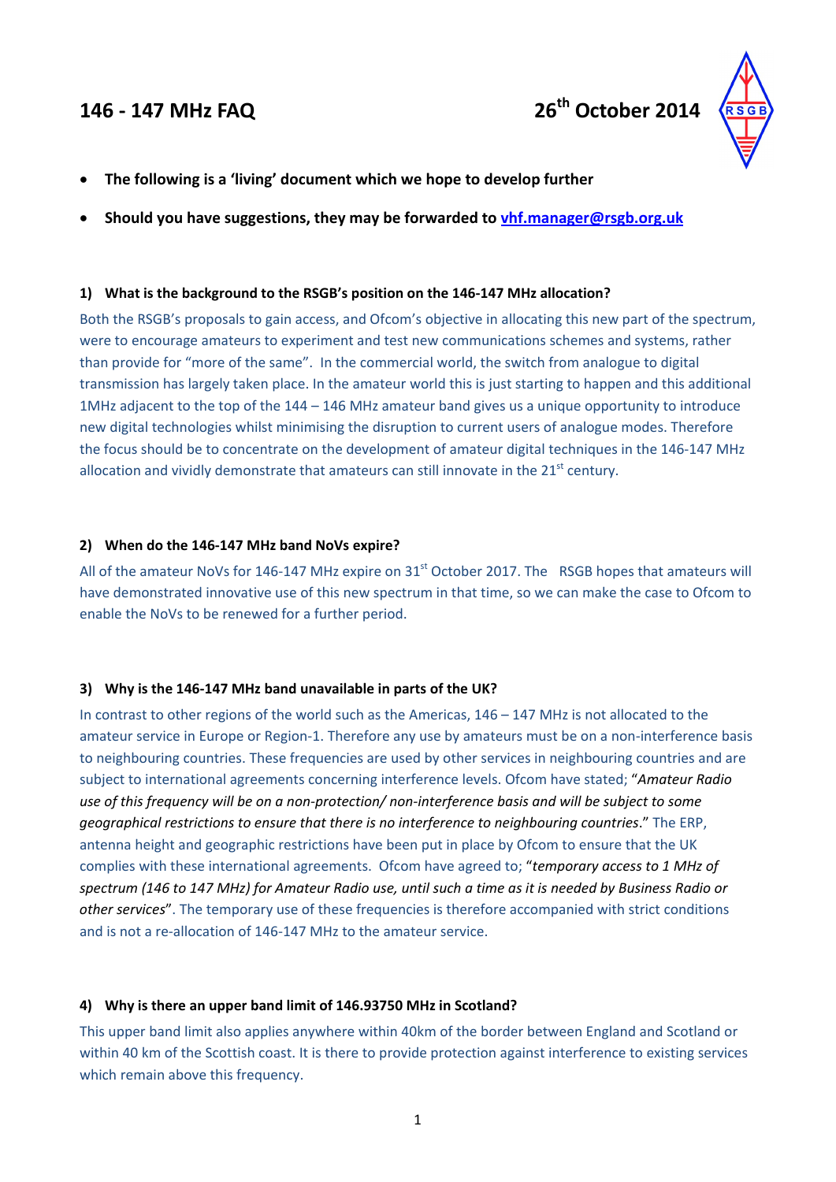# 146 - 147 MHz FAQ

**26th October 2014**

- **The following is a 'living' document which we hope to develop further**
- **Should you have suggestions, they may be forwarded to vhf.manager@rsgb.org.uk**

### 1) What is the background to the RSGB's position on the 146-147 MHz allocation?

Both the RSGB's proposals to gain access, and Ofcom's objective in allocating this new part of the spectrum, were to encourage amateurs to experiment and test new communications schemes and systems, rather than provide for "more of the same". In the commercial world, the switch from analogue to digital transmission has largely taken place. In the amateur world this is just starting to happen and this additional 1MHz adjacent to the top of the 144 – 146 MHz amateur band gives us a unique opportunity to introduce new digital technologies whilst minimising the disruption to current users of analogue modes. Therefore the focus should be to concentrate on the development of amateur digital techniques in the 146-147 MHz allocation and vividly demonstrate that amateurs can still innovate in the 21st century.

### 2) When do the 146-147 MHz band NoVs expire?

All of the amateur NoVs for 146-147 MHz expire on 31st October 2017. The RSGB hopes that amateurs will have demonstrated innovative use of this new spectrum in that time, so we can make the case to Ofcom to enable the NoVs to be renewed for a further period.

### 3) Why is the 146-147 MHz band unavailable in parts of the UK?

In contrast to other regions of the world such as the Americas, 146 – 147 MHz is not allocated to the amateur service in Europe or Region-1. Therefore any use by amateurs must be on a non-interference basis to neighbouring countries. These frequencies are used by other services in neighbouring countries and are subject to international agreements concerning interference levels. Ofcom have stated; "*Amateur Radio use of this frequency will be on a non-protection/ non-interference basis and will be subject to some geographical restrictions to ensure that there is no interference to neighbouring countries*." The ERP, antenna height and geographic restrictions have been put in place by Ofcom to ensure that the UK complies with these international agreements. Ofcom have agreed to; "*temporary access to 1 MHz of spectrum (146 to 147 MHz) for Amateur Radio use, until such a time as it is needed by Business Radio or other services*". The temporary use of these frequencies is therefore accompanied with strict conditions and is not a re-allocation of 146-147 MHz to the amateur service.

### 4) Why is there an upper band limit of 146.93750 MHz in Scotland?

This upper band limit also applies anywhere within 40km of the border between England and Scotland or within 40 km of the Scottish coast. It is there to provide protection against interference to existing services which remain above this frequency.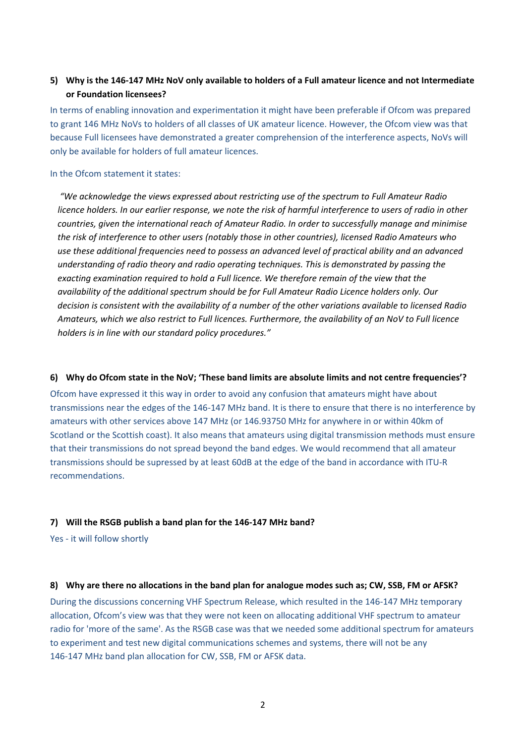**5) Why is the 146-147 MHz NoV only available to holders of a Full amateur licence and not Intermediate or Foundation licensees?**

In terms of enabling innovation and experimentation it might have been preferable if Ofcom was prepared to grant 146 MHz NoVs to holders of all classes of UK amateur licence. However, the Ofcom view was that because Full licensees have demonstrated a greater comprehension of the interference aspects, NoVs will only be available for holders of full amateur licences.

In the Ofcom statement it states:

*"We acknowledge the views expressed about restricting use of the spectrum to Full Amateur Radio licence holders. In our earlier response, we note the risk of harmful interference to users of radio in other countries, given the international reach of Amateur Radio. In order to successfully manage and minimise the risk of interference to other users (notably those in other countries), licensed Radio Amateurs who use these additional frequencies need to possess an advanced level of practical ability and an advanced understanding of radio theory and radio operating techniques. This is demonstrated by passing the exacting examination required to hold a Full licence. We therefore remain of the view that the availability of the additional spectrum should be for Full Amateur Radio Licence holders only. Our decision is consistent with the availability of a number of the other variations available to licensed Radio Amateurs, which we also restrict to Full licences. Furthermore, the availability of an NoV to Full licence holders is in line with our standard policy procedures."*

**6) Why do Ofcom state in the NoV; 'These band limits are absolute limits and not centre frequencies'?**

Ofcom have expressed it this way in order to avoid any confusion that amateurs might have about transmissions near the edges of the 146-147 MHz band. It is there to ensure that there is no interference by amateurs with other services above 147 MHz (or 146.93750 MHz for anywhere in or within 40km of Scotland or the Scottish coast). It also means that amateurs using digital transmission methods must ensure that their transmissions do not spread beyond the band edges. We would recommend that all amateur transmissions should be supressed by at least 60dB at the edge of the band in accordance with ITU-R recommendations.

**7) Will the RSGB publish a band plan for the 146-147 MHz band?**

Yes - it will follow shortly

**8) Why are there no allocations in the band plan for analogue modes such as; CW, SSB, FM or AFSK?**

During the discussions concerning VHF Spectrum Release, which resulted in the 146-147 MHz temporary allocation, Ofcom's view was that they were not keen on allocating additional VHF spectrum to amateur radio for 'more of the same'. As the RSGB case was that we needed some additional spectrum for amateurs to experiment and test new digital communications schemes and systems, there will not be any 146-147 MHz band plan allocation for CW, SSB, FM or AFSK data.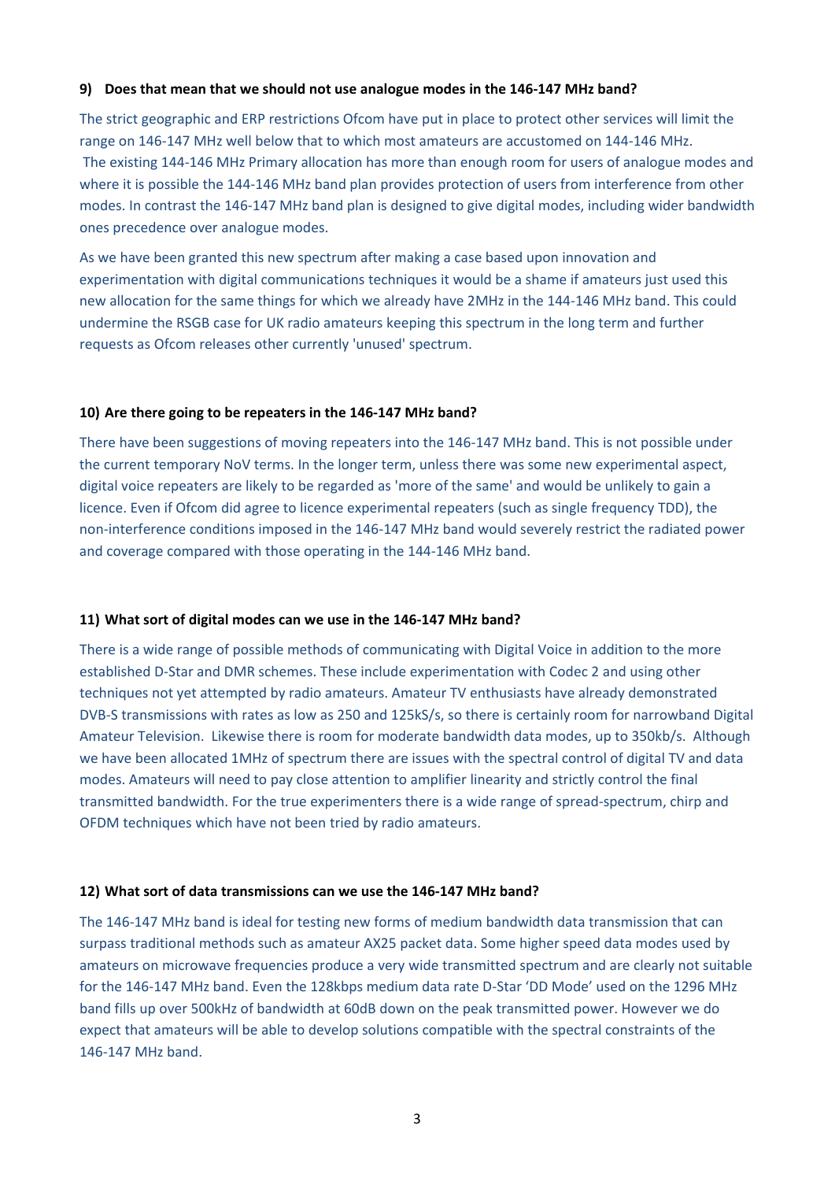**9) Does that mean that we should not use analogue modes in the 146-147 MHz band?**

The strict geographic and ERP restrictions Ofcom have put in place to protect other services will limit the range on 146-147 MHz well below that to which most amateurs are accustomed on 144-146 MHz. The existing 144-146 MHz Primary allocation has more than enough room for users of analogue modes and where it is possible the 144-146 MHz band plan provides protection of users from interference from other modes. In contrast the 146-147 MHz band plan is designed to give digital modes, including wider bandwidth ones precedence over analogue modes.

As we have been granted this new spectrum after making a case based upon innovation and experimentation with digital communications techniques it would be a shame if amateurs just used this new allocation for the same things for which we already have 2MHz in the 144-146 MHz band. This could undermine the RSGB case for UK radio amateurs keeping this spectrum in the long term and further requests as Ofcom releases other currently 'unused' spectrum.

**10) Are there going to be repeaters in the 146-147 MHz band?**

There have been suggestions of moving repeaters into the 146-147 MHz band. This is not possible under the current temporary NoV terms. In the longer term, unless there was some new experimental aspect, digital voice repeaters are likely to be regarded as 'more of the same' and would be unlikely to gain a licence. Even if Ofcom did agree to licence experimental repeaters (such as single frequency TDD), the non-interference conditions imposed in the 146-147 MHz band would severely restrict the radiated power and coverage compared with those operating in the 144-146 MHz band.

**11) What sort of digital modes can we use in the 146-147 MHz band?**

There is a wide range of possible methods of communicating with Digital Voice in addition to the more established D-Star and DMR schemes. These include experimentation with Codec 2 and using other techniques not yet attempted by radio amateurs. Amateur TV enthusiasts have already demonstrated DVB-S transmissions with rates as low as 250 and 125kS/s, so there is certainly room for narrowband Digital Amateur Television. Likewise there is room for moderate bandwidth data modes, up to 350kb/s. Although we have been allocated 1MHz of spectrum there are issues with the spectral control of digital TV and data modes. Amateurs will need to pay close attention to amplifier linearity and strictly control the final transmitted bandwidth. For the true experimenters there is a wide range of spread-spectrum, chirp and OFDM techniques which have not been tried by radio amateurs.

**12) What sort of data transmissions can we use the 146-147 MHz band?**

The 146-147 MHz band is ideal for testing new forms of medium bandwidth data transmission that can surpass traditional methods such as amateur AX25 packet data. Some higher speed data modes used by amateurs on microwave frequencies produce a very wide transmitted spectrum and are clearly not suitable for the 146-147 MHz band. Even the 128kbps medium data rate D-Star 'DD Mode' used on the 1296 MHz band fills up over 500kHz of bandwidth at 60dB down on the peak transmitted power. However we do expect that amateurs will be able to develop solutions compatible with the spectral constraints of the 146-147 MHz band.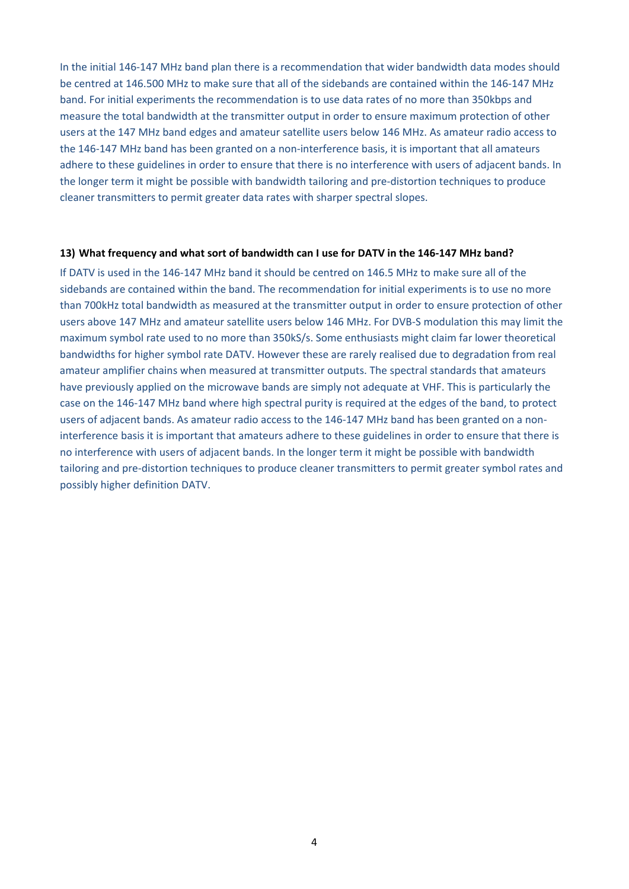In the initial 146-147 MHz band plan there is a recommendation that wider bandwidth data modes should be centred at 146.500 MHz to make sure that all of the sidebands are contained within the 146-147 MHz band. For initial experiments the recommendation is to use data rates of no more than 350kbps and measure the total bandwidth at the transmitter output in order to ensure maximum protection of other users at the 147 MHz band edges and amateur satellite users below 146 MHz. As amateur radio access to the 146-147 MHz band has been granted on a non-interference basis, it is important that all amateurs adhere to these guidelines in order to ensure that there is no interference with users of adjacent bands. In the longer term it might be possible with bandwidth tailoring and pre-distortion techniques to produce cleaner transmitters to permit greater data rates with sharper spectral slopes.

**13) What frequency and what sort of bandwidth can I use for DATV in the 146-147 MHz band?**

If DATV is used in the 146-147 MHz band it should be centred on 146.5 MHz to make sure all of the sidebands are contained within the band. The recommendation for initial experiments is to use no more than 700kHz total bandwidth as measured at the transmitter output in order to ensure protection of other users above 147 MHz and amateur satellite users below 146 MHz. For DVB-S modulation this may limit the maximum symbol rate used to no more than 350kS/s. Some enthusiasts might claim far lower theoretical bandwidths for higher symbol rate DATV. However these are rarely realised due to degradation from real amateur amplifier chains when measured at transmitter outputs. The spectral standards that amateurs have previously applied on the microwave bands are simply not adequate at VHF. This is particularly the case on the 146-147 MHz band where high spectral purity is required at the edges of the band, to protect users of adjacent bands. As amateur radio access to the 146-147 MHz band has been granted on a non-interference basis it is important that amateurs adhere to these guidelines in order to ensure that there is no interference with users of adjacent bands. In the longer term it might be possible with bandwidth tailoring and pre-distortion techniques to produce cleaner transmitters to permit greater symbol rates and possibly higher definition DATV.